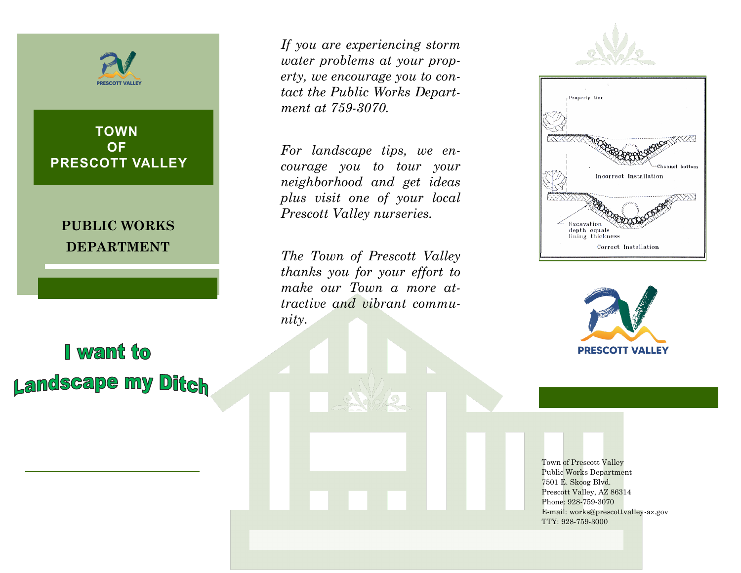PRESCOTT VALLEY

## TOWN OF PRESCOTT VALLEY

### PUBLIC WORKS DEPARTMENT

# I want to Landscape my Ditch

*If you are experiencing storm water problems at your property, we encourage you to contact the Public Works Department at 759-3070.*

*For landscape tips, we encourage you to tour your neighborhood and get ideas plus visit one of your local Prescott Valley nurseries.*

*The Town of Prescott Valley thanks you for your effort to make our Town a more attractive and vibrant community.*

Property Line

Channel bottom

Incorrect Installation

Excavation depth equals lining thickness

Correct Installation

PRESCOTT VALLEY

Town of Prescott Valley
Public Works Department
7501 E. Skoog Blvd.
Prescott Valley, AZ 86314
Phone: 928-759-3070
E-mail: works@prescottvalley-az.gov
TTY: 928-759-3000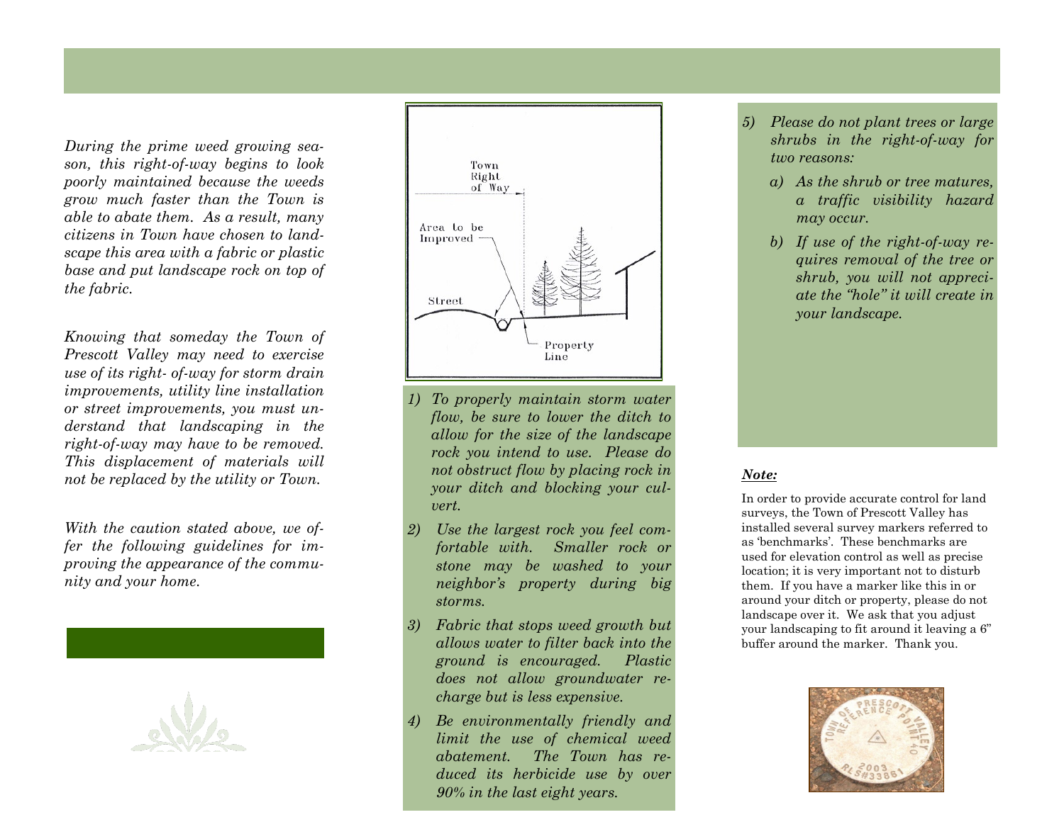*During the prime weed growing season, this right-of-way begins to look poorly maintained because the weeds grow much faster than the Town is able to abate them. As a result, many citizens in Town have chosen to landscape this area with a fabric or plastic base and put landscape rock on top of the fabric.*

*Knowing that someday the Town of Prescott Valley may need to exercise use of its right- of-way for storm drain improvements, utility line installation or street improvements, you must understand that landscaping in the right-of-way may have to be removed. This displacement of materials will not be replaced by the utility or Town.*

*With the caution stated above, we offer the following guidelines for improving the appearance of the community and your home.*

Town Right of Way

Area to be Improved

Street

Property Line

1) *To properly maintain storm water flow, be sure to lower the ditch to allow for the size of the landscape rock you intend to use. Please do not obstruct flow by placing rock in your ditch and blocking your culvert.*
2) *Use the largest rock you feel comfortable with. Smaller rock or stone may be washed to your neighbor's property during big storms.*
3) *Fabric that stops weed growth but allows water to filter back into the ground is encouraged. Plastic does not allow groundwater recharge but is less expensive.*
4) *Be environmentally friendly and limit the use of chemical weed abatement. The Town has reduced its herbicide use by over 90% in the last eight years.*
5) *Please do not plant trees or large shrubs in the right-of-way for two reasons:*
   a) *As the shrub or tree matures, a traffic visibility hazard may occur.*
   b) *If use of the right-of-way requires removal of the tree or shrub, you will not appreciate the "hole" it will create in your landscape.*

***Note:***

In order to provide accurate control for land surveys, the Town of Prescott Valley has installed several survey markers referred to as 'benchmarks'. These benchmarks are used for elevation control as well as precise location; it is very important not to disturb them. If you have a marker like this in or around your ditch or property, please do not landscape over it. We ask that you adjust your landscaping to fit around it leaving a 6" buffer around the marker. Thank you.